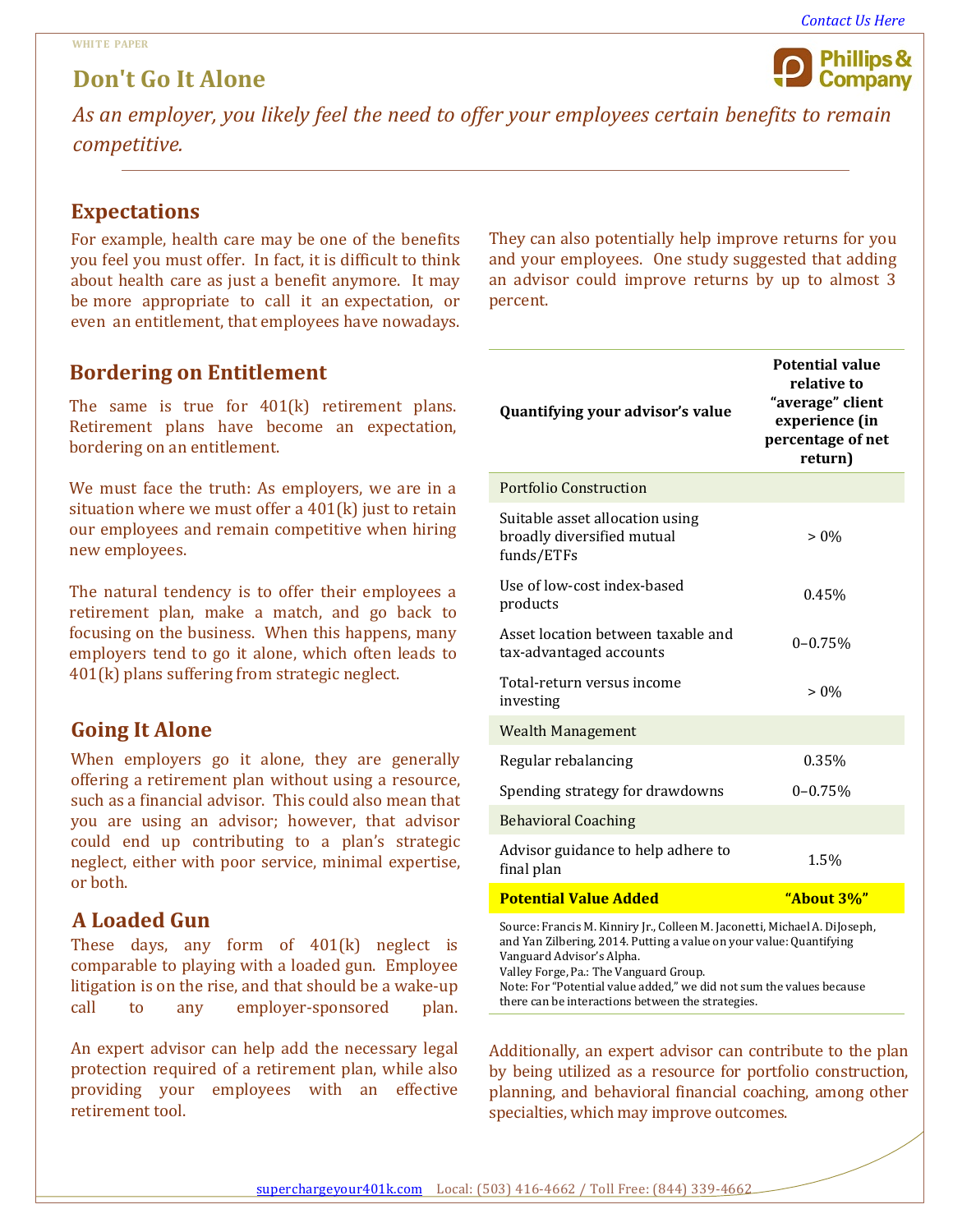Contact Us Here

WHITE PAPER

# Don't Go It Alone

*As an employer, you likely feel the need to offer your employees certain benefits to remain competitive.*

## Expectations

For example, health care may be one of the benefits you feel you must offer. In fact, it is difficult to think about health care as just a benefit anymore. It may be more appropriate to call it an expectation, or even an entitlement, that employees have nowadays.

## Bordering on Entitlement

The same is true for 401(k) retirement plans. Retirement plans have become an expectation, bordering on an entitlement.

We must face the truth: As employers, we are in a situation where we must offer a 401(k) just to retain our employees and remain competitive when hiring new employees.

The natural tendency is to offer their employees a retirement plan, make a match, and go back to focusing on the business. When this happens, many employers tend to go it alone, which often leads to 401(k) plans suffering from strategic neglect.

## Going It Alone

When employers go it alone, they are generally offering a retirement plan without using a resource, such as a financial advisor. This could also mean that you are using an advisor; however, that advisor could end up contributing to a plan's strategic neglect, either with poor service, minimal expertise, or both.

## A Loaded Gun

These days, any form of 401(k) neglect is comparable to playing with a loaded gun. Employee litigation is on the rise, and that should be a wake-up call to any employer-sponsored plan.

An expert advisor can help add the necessary legal protection required of a retirement plan, while also providing your employees with an effective retirement tool.

They can also potentially help improve returns for you and your employees. One study suggested that adding an advisor could improve returns by up to almost 3 percent.

| Quantifying your advisor's value | Potential value relative to "average" client experience (in percentage of net return) |
|---|---|
| Portfolio Construction | |
| Suitable asset allocation using broadly diversified mutual funds/ETFs | > 0% |
| Use of low-cost index-based products | 0.45% |
| Asset location between taxable and tax-advantaged accounts | 0–0.75% |
| Total-return versus income investing | > 0% |
| Wealth Management | |
| Regular rebalancing | 0.35% |
| Spending strategy for drawdowns | 0–0.75% |
| Behavioral Coaching | |
| Advisor guidance to help adhere to final plan | 1.5% |
| **Potential Value Added** | **"About 3%"** |

Source: Francis M. Kinniry Jr., Colleen M. Jaconetti, Michael A. DiJoseph, and Yan Zilbering, 2014. Putting a value on your value: Quantifying Vanguard Advisor's Alpha.
Valley Forge, Pa.: The Vanguard Group.
Note: For "Potential value added," we did not sum the values because there can be interactions between the strategies.

Additionally, an expert advisor can contribute to the plan by being utilized as a resource for portfolio construction, planning, and behavioral financial coaching, among other specialties, which may improve outcomes.

superchargeyour401k.com Local: (503) 416-4662 / Toll Free: (844) 339-4662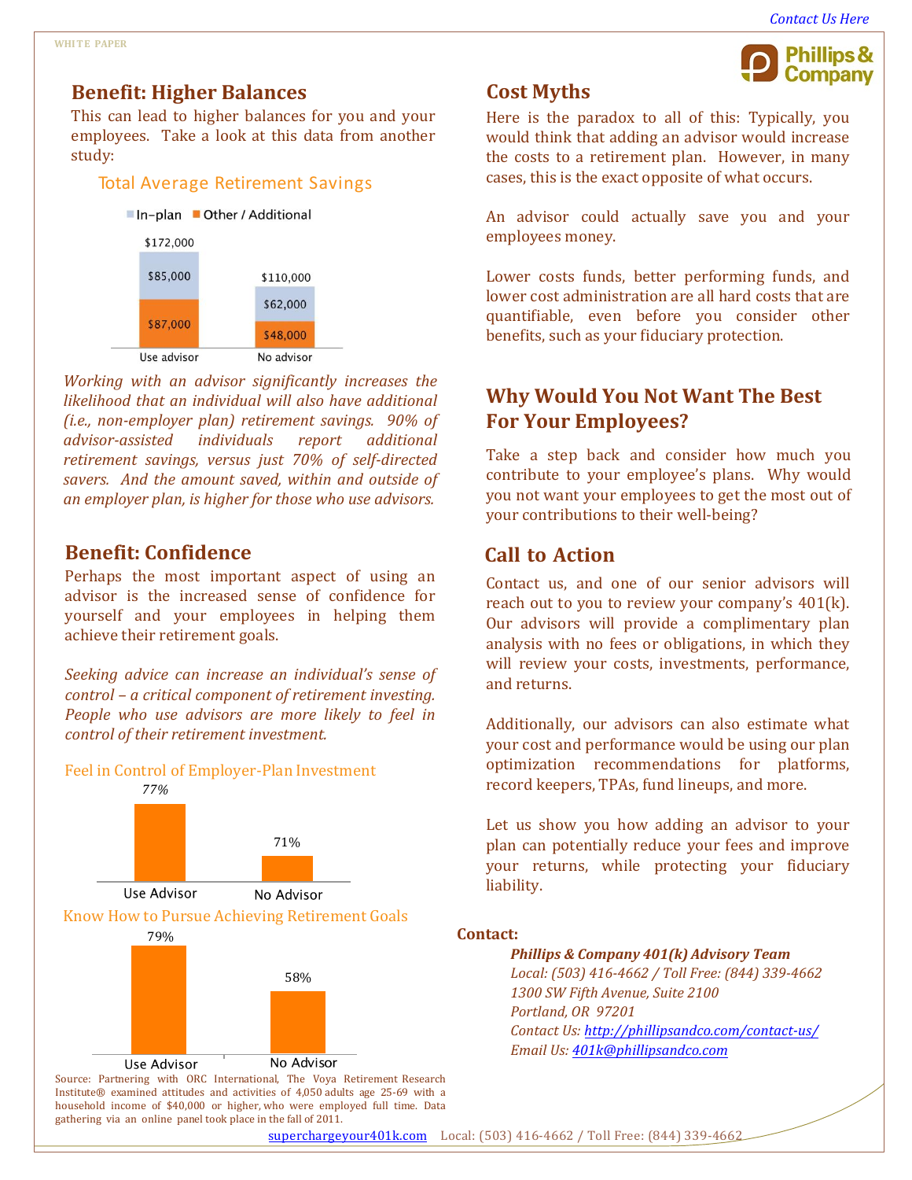Contact Us Here

WHITE PAPER

## Benefit: Higher Balances

This can lead to higher balances for you and your employees. Take a look at this data from another study:

Total Average Retirement Savings

In-plan
Other / Additional

$172,000
$85,000
$87,000
Use advisor

$110,000
$62,000
$48,000
No advisor

*Working with an advisor significantly increases the likelihood that an individual will also have additional (i.e., non-employer plan) retirement savings. 90% of advisor-assisted individuals report additional retirement savings, versus just 70% of self-directed savers. And the amount saved, within and outside of an employer plan, is higher for those who use advisors.*

## Benefit: Confidence

Perhaps the most important aspect of using an advisor is the increased sense of confidence for yourself and your employees in helping them achieve their retirement goals.

*Seeking advice can increase an individual's sense of control – a critical component of retirement investing. People who use advisors are more likely to feel in control of their retirement investment.*

Feel in Control of Employer-Plan Investment

77%
Use Advisor

71%
No Advisor

Know How to Pursue Achieving Retirement Goals

79%
Use Advisor

58%
No Advisor

Source: Partnering with ORC International, The Voya Retirement Research Institute® examined attitudes and activities of 4,050 adults age 25-69 with a household income of $40,000 or higher, who were employed full time. Data gathering via an online panel took place in the fall of 2011.

## Cost Myths

Here is the paradox to all of this: Typically, you would think that adding an advisor would increase the costs to a retirement plan. However, in many cases, this is the exact opposite of what occurs.

An advisor could actually save you and your employees money.

Lower costs funds, better performing funds, and lower cost administration are all hard costs that are quantifiable, even before you consider other benefits, such as your fiduciary protection.

## Why Would You Not Want The Best For Your Employees?

Take a step back and consider how much you contribute to your employee's plans. Why would you not want your employees to get the most out of your contributions to their well-being?

## Call to Action

Contact us, and one of our senior advisors will reach out to you to review your company's 401(k). Our advisors will provide a complimentary plan analysis with no fees or obligations, in which they will review your costs, investments, performance, and returns.

Additionally, our advisors can also estimate what your cost and performance would be using our plan optimization recommendations for platforms, record keepers, TPAs, fund lineups, and more.

Let us show you how adding an advisor to your plan can potentially reduce your fees and improve your returns, while protecting your fiduciary liability.

**Contact:**

***Phillips & Company 401(k) Advisory Team***
*Local: (503) 416-4662 / Toll Free: (844) 339-4662*
*1300 SW Fifth Avenue, Suite 2100*
*Portland, OR 97201*
*Contact Us: http://phillipsandco.com/contact-us/*
*Email Us: 401k@phillipsandco.com*

superchargeyour401k.com Local: (503) 416-4662 / Toll Free: (844) 339-4662